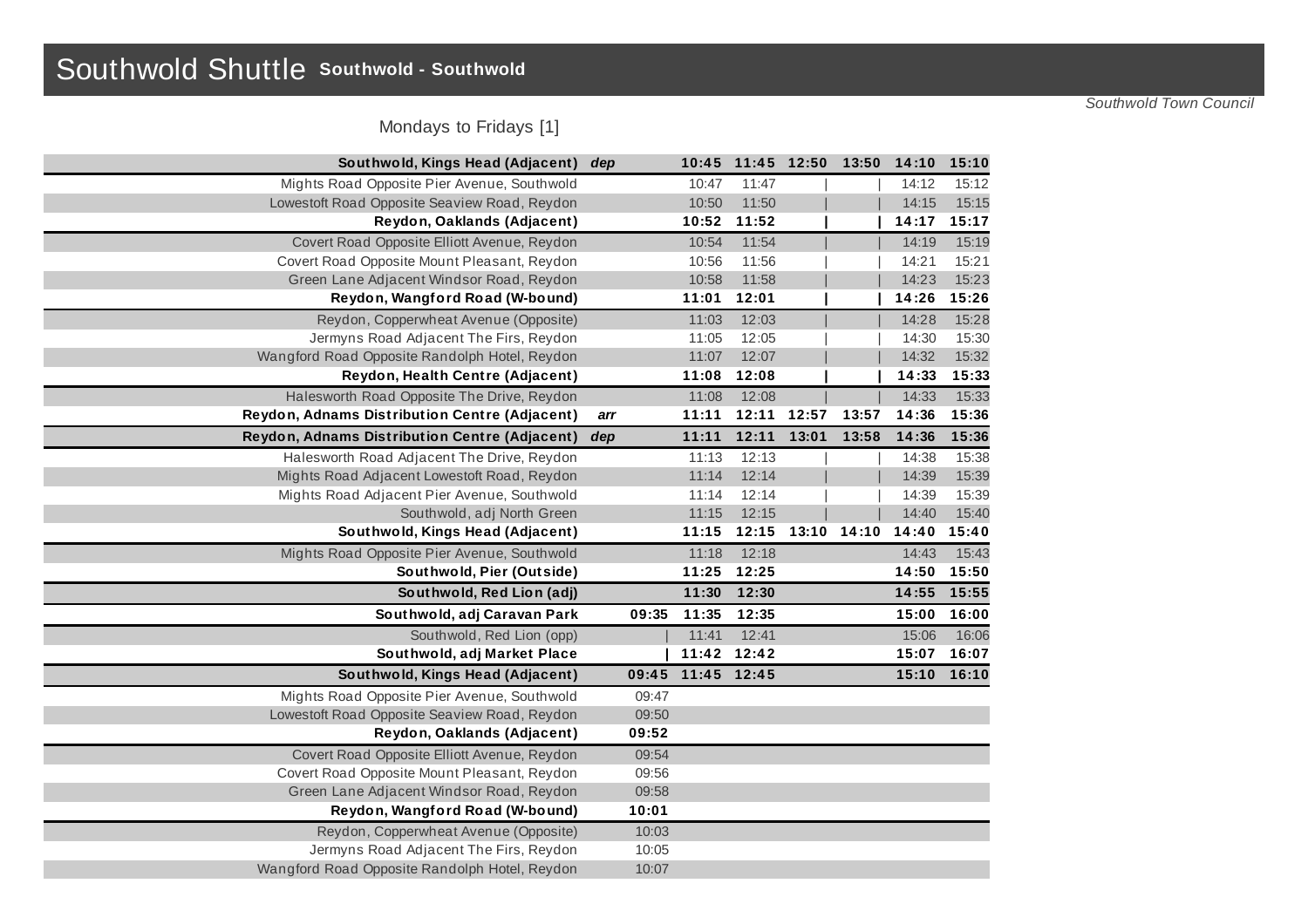# Southwold Shuttle **Southwold - Southwold**

*Southwold Town Council*

Mondays to Fridays [1]

| Stop | | | | | | | | |
|---|---|---|---|---|---|---|---|---|
| **Southwold, Kings Head (Adjacent)** | *dep* | | **10:45** | **11:45** | **12:50** | **13:50** | **14:10** | **15:10** |
| Mights Road Opposite Pier Avenue, Southwold | | | 10:47 | 11:47 | \| | \| | 14:12 | 15:12 |
| Lowestoft Road Opposite Seaview Road, Reydon | | | 10:50 | 11:50 | \| | \| | 14:15 | 15:15 |
| **Reydon, Oaklands (Adjacent)** | | | **10:52** | **11:52** | **\|** | **\|** | **14:17** | **15:17** |
| Covert Road Opposite Elliott Avenue, Reydon | | | 10:54 | 11:54 | \| | \| | 14:19 | 15:19 |
| Covert Road Opposite Mount Pleasant, Reydon | | | 10:56 | 11:56 | \| | \| | 14:21 | 15:21 |
| Green Lane Adjacent Windsor Road, Reydon | | | 10:58 | 11:58 | \| | \| | 14:23 | 15:23 |
| **Reydon, Wangford Road (W-bound)** | | | **11:01** | **12:01** | **\|** | **\|** | **14:26** | **15:26** |
| Reydon, Copperwheat Avenue (Opposite) | | | 11:03 | 12:03 | \| | \| | 14:28 | 15:28 |
| Jermyns Road Adjacent The Firs, Reydon | | | 11:05 | 12:05 | \| | \| | 14:30 | 15:30 |
| Wangford Road Opposite Randolph Hotel, Reydon | | | 11:07 | 12:07 | \| | \| | 14:32 | 15:32 |
| **Reydon, Health Centre (Adjacent)** | | | **11:08** | **12:08** | **\|** | **\|** | **14:33** | **15:33** |
| Halesworth Road Opposite The Drive, Reydon | | | 11:08 | 12:08 | \| | \| | 14:33 | 15:33 |
| **Reydon, Adnams Distribution Centre (Adjacent)** | *arr* | | **11:11** | **12:11** | **12:57** | **13:57** | **14:36** | **15:36** |
| **Reydon, Adnams Distribution Centre (Adjacent)** | *dep* | | **11:11** | **12:11** | **13:01** | **13:58** | **14:36** | **15:36** |
| Halesworth Road Adjacent The Drive, Reydon | | | 11:13 | 12:13 | \| | \| | 14:38 | 15:38 |
| Mights Road Adjacent Lowestoft Road, Reydon | | | 11:14 | 12:14 | \| | \| | 14:39 | 15:39 |
| Mights Road Adjacent Pier Avenue, Southwold | | | 11:14 | 12:14 | \| | \| | 14:39 | 15:39 |
| Southwold, adj North Green | | | 11:15 | 12:15 | \| | \| | 14:40 | 15:40 |
| **Southwold, Kings Head (Adjacent)** | | | **11:15** | **12:15** | **13:10** | **14:10** | **14:40** | **15:40** |
| Mights Road Opposite Pier Avenue, Southwold | | | 11:18 | 12:18 | | | 14:43 | 15:43 |
| **Southwold, Pier (Outside)** | | | **11:25** | **12:25** | | | **14:50** | **15:50** |
| **Southwold, Red Lion (adj)** | | | **11:30** | **12:30** | | | **14:55** | **15:55** |
| **Southwold, adj Caravan Park** | | **09:35** | **11:35** | **12:35** | | | **15:00** | **16:00** |
| Southwold, Red Lion (opp) | | \| | 11:41 | 12:41 | | | 15:06 | 16:06 |
| **Southwold, adj Market Place** | | **\|** | **11:42** | **12:42** | | | **15:07** | **16:07** |
| **Southwold, Kings Head (Adjacent)** | | **09:45** | **11:45** | **12:45** | | | **15:10** | **16:10** |
| Mights Road Opposite Pier Avenue, Southwold | | 09:47 | | | | | | |
| Lowestoft Road Opposite Seaview Road, Reydon | | 09:50 | | | | | | |
| **Reydon, Oaklands (Adjacent)** | | **09:52** | | | | | | |
| Covert Road Opposite Elliott Avenue, Reydon | | 09:54 | | | | | | |
| Covert Road Opposite Mount Pleasant, Reydon | | 09:56 | | | | | | |
| Green Lane Adjacent Windsor Road, Reydon | | 09:58 | | | | | | |
| **Reydon, Wangford Road (W-bound)** | | **10:01** | | | | | | |
| Reydon, Copperwheat Avenue (Opposite) | | 10:03 | | | | | | |
| Jermyns Road Adjacent The Firs, Reydon | | 10:05 | | | | | | |
| Wangford Road Opposite Randolph Hotel, Reydon | | 10:07 | | | | | | |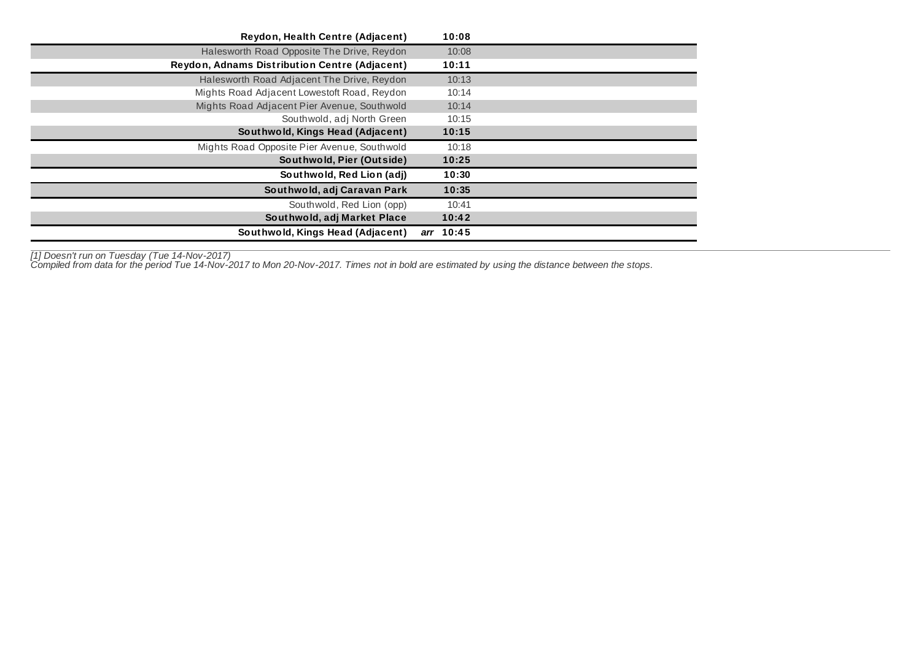| | |
|---|---|
| **Reydon, Health Centre (Adjacent)** | **10:08** |
| Halesworth Road Opposite The Drive, Reydon | 10:08 |
| **Reydon, Adnams Distribution Centre (Adjacent)** | **10:11** |
| Halesworth Road Adjacent The Drive, Reydon | 10:13 |
| Mights Road Adjacent Lowestoft Road, Reydon | 10:14 |
| Mights Road Adjacent Pier Avenue, Southwold | 10:14 |
| Southwold, adj North Green | 10:15 |
| **Southwold, Kings Head (Adjacent)** | **10:15** |
| Mights Road Opposite Pier Avenue, Southwold | 10:18 |
| **Southwold, Pier (Outside)** | **10:25** |
| **Southwold, Red Lion (adj)** | **10:30** |
| **Southwold, adj Caravan Park** | **10:35** |
| Southwold, Red Lion (opp) | 10:41 |
| **Southwold, adj Market Place** | **10:42** |
| **Southwold, Kings Head (Adjacent)** | ***arr*** **10:45** |

*[1] Doesn't run on Tuesday (Tue 14-Nov-2017)*
*Compiled from data for the period Tue 14-Nov-2017 to Mon 20-Nov-2017. Times not in bold are estimated by using the distance between the stops.*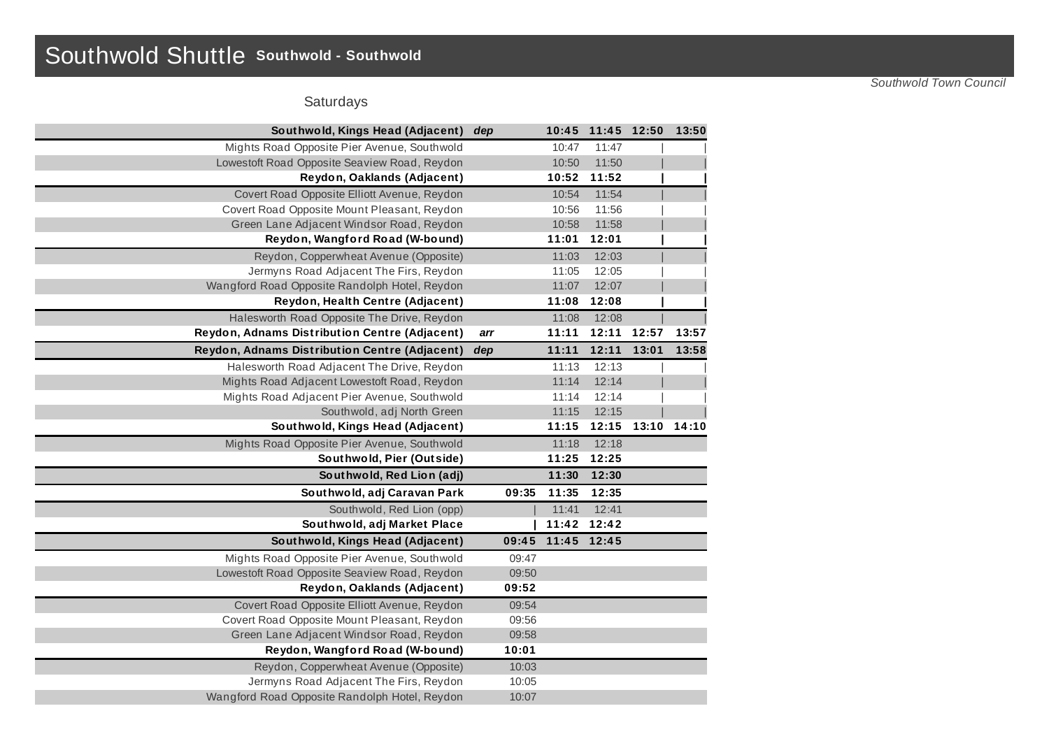# Southwold Shuttle **Southwold - Southwold**

*Southwold Town Council*

Saturdays

| Stop | | | | | | |
|---|---|---|---|---|---|---|
| **Southwold, Kings Head (Adjacent)** | ***dep*** | | **10:45** | **11:45** | **12:50** | **13:50** |
| Mights Road Opposite Pier Avenue, Southwold | | | 10:47 | 11:47 | \| | \| |
| Lowestoft Road Opposite Seaview Road, Reydon | | | 10:50 | 11:50 | \| | \| |
| **Reydon, Oaklands (Adjacent)** | | | **10:52** | **11:52** | **\|** | **\|** |
| Covert Road Opposite Elliott Avenue, Reydon | | | 10:54 | 11:54 | \| | \| |
| Covert Road Opposite Mount Pleasant, Reydon | | | 10:56 | 11:56 | \| | \| |
| Green Lane Adjacent Windsor Road, Reydon | | | 10:58 | 11:58 | \| | \| |
| **Reydon, Wangford Road (W-bound)** | | | **11:01** | **12:01** | **\|** | **\|** |
| Reydon, Copperwheat Avenue (Opposite) | | | 11:03 | 12:03 | \| | \| |
| Jermyns Road Adjacent The Firs, Reydon | | | 11:05 | 12:05 | \| | \| |
| Wangford Road Opposite Randolph Hotel, Reydon | | | 11:07 | 12:07 | \| | \| |
| **Reydon, Health Centre (Adjacent)** | | | **11:08** | **12:08** | **\|** | **\|** |
| Halesworth Road Opposite The Drive, Reydon | | | 11:08 | 12:08 | \| | \| |
| **Reydon, Adnams Distribution Centre (Adjacent)** | ***arr*** | | **11:11** | **12:11** | **12:57** | **13:57** |
| **Reydon, Adnams Distribution Centre (Adjacent)** | ***dep*** | | **11:11** | **12:11** | **13:01** | **13:58** |
| Halesworth Road Adjacent The Drive, Reydon | | | 11:13 | 12:13 | \| | \| |
| Mights Road Adjacent Lowestoft Road, Reydon | | | 11:14 | 12:14 | \| | \| |
| Mights Road Adjacent Pier Avenue, Southwold | | | 11:14 | 12:14 | \| | \| |
| Southwold, adj North Green | | | 11:15 | 12:15 | \| | \| |
| **Southwold, Kings Head (Adjacent)** | | | **11:15** | **12:15** | **13:10** | **14:10** |
| Mights Road Opposite Pier Avenue, Southwold | | | 11:18 | 12:18 | | |
| **Southwold, Pier (Outside)** | | | **11:25** | **12:25** | | |
| **Southwold, Red Lion (adj)** | | | **11:30** | **12:30** | | |
| **Southwold, adj Caravan Park** | | **09:35** | **11:35** | **12:35** | | |
| Southwold, Red Lion (opp) | | \| | 11:41 | 12:41 | | |
| **Southwold, adj Market Place** | | **\|** | **11:42** | **12:42** | | |
| **Southwold, Kings Head (Adjacent)** | | **09:45** | **11:45** | **12:45** | | |
| Mights Road Opposite Pier Avenue, Southwold | | 09:47 | | | | |
| Lowestoft Road Opposite Seaview Road, Reydon | | 09:50 | | | | |
| **Reydon, Oaklands (Adjacent)** | | **09:52** | | | | |
| Covert Road Opposite Elliott Avenue, Reydon | | 09:54 | | | | |
| Covert Road Opposite Mount Pleasant, Reydon | | 09:56 | | | | |
| Green Lane Adjacent Windsor Road, Reydon | | 09:58 | | | | |
| **Reydon, Wangford Road (W-bound)** | | **10:01** | | | | |
| Reydon, Copperwheat Avenue (Opposite) | | 10:03 | | | | |
| Jermyns Road Adjacent The Firs, Reydon | | 10:05 | | | | |
| Wangford Road Opposite Randolph Hotel, Reydon | | 10:07 | | | | |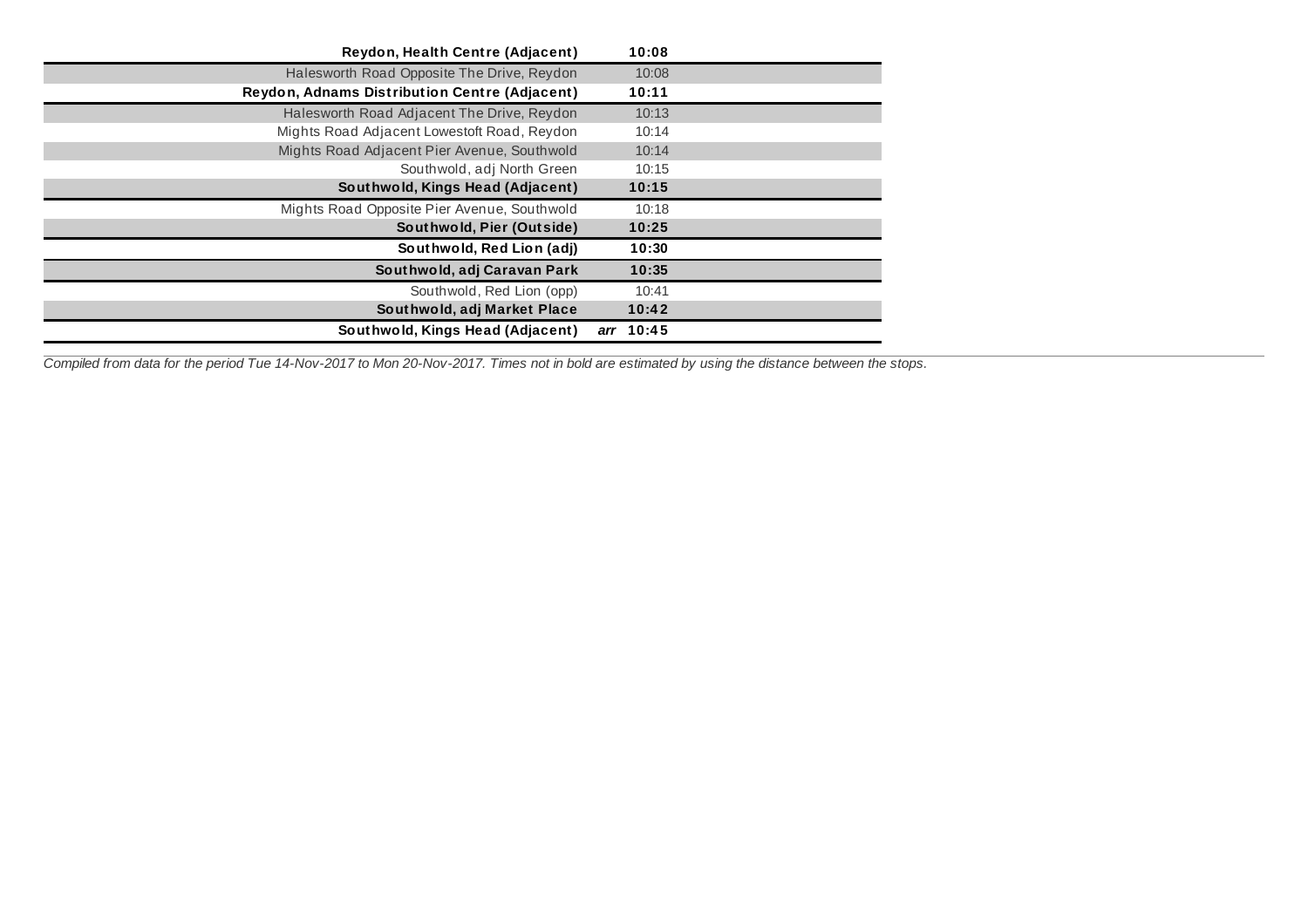| | |
|---|---|
| **Reydon, Health Centre (Adjacent)** | **10:08** |
| Halesworth Road Opposite The Drive, Reydon | 10:08 |
| **Reydon, Adnams Distribution Centre (Adjacent)** | **10:11** |
| Halesworth Road Adjacent The Drive, Reydon | 10:13 |
| Mights Road Adjacent Lowestoft Road, Reydon | 10:14 |
| Mights Road Adjacent Pier Avenue, Southwold | 10:14 |
| Southwold, adj North Green | 10:15 |
| **Southwold, Kings Head (Adjacent)** | **10:15** |
| Mights Road Opposite Pier Avenue, Southwold | 10:18 |
| **Southwold, Pier (Outside)** | **10:25** |
| **Southwold, Red Lion (adj)** | **10:30** |
| **Southwold, adj Caravan Park** | **10:35** |
| Southwold, Red Lion (opp) | 10:41 |
| **Southwold, adj Market Place** | **10:42** |
| **Southwold, Kings Head (Adjacent)** | ***arr*** **10:45** |

*Compiled from data for the period Tue 14-Nov-2017 to Mon 20-Nov-2017. Times not in bold are estimated by using the distance between the stops.*